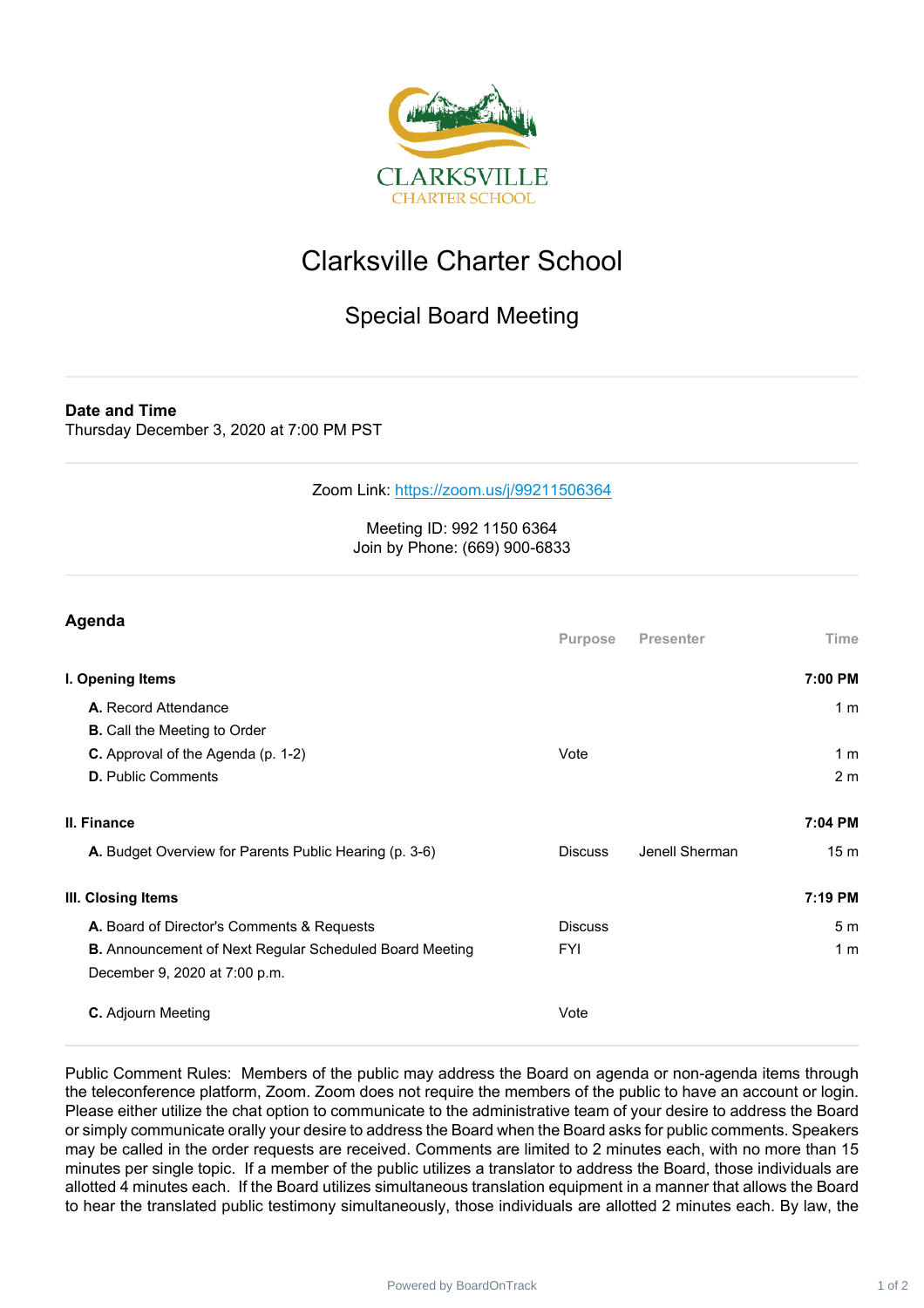# Clarksville Charter School

## Special Board Meeting

**Date and Time**
Thursday December 3, 2020 at 7:00 PM PST

Zoom Link: https://zoom.us/j/99211506364

Meeting ID: 992 1150 6364
Join by Phone: (669) 900-6833

### Agenda

| | Purpose | Presenter | Time |
|---|---|---|---|
| **I. Opening Items** | | | **7:00 PM** |
| **A.** Record Attendance | | | 1 m |
| **B.** Call the Meeting to Order | | | |
| **C.** Approval of the Agenda (p. 1-2) | Vote | | 1 m |
| **D.** Public Comments | | | 2 m |
| **II. Finance** | | | **7:04 PM** |
| **A.** Budget Overview for Parents Public Hearing (p. 3-6) | Discuss | Jenell Sherman | 15 m |
| **III. Closing Items** | | | **7:19 PM** |
| **A.** Board of Director's Comments & Requests | Discuss | | 5 m |
| **B.** Announcement of Next Regular Scheduled Board Meeting December 9, 2020 at 7:00 p.m. | FYI | | 1 m |
| **C.** Adjourn Meeting | Vote | | |

Public Comment Rules: Members of the public may address the Board on agenda or non-agenda items through the teleconference platform, Zoom. Zoom does not require the members of the public to have an account or login. Please either utilize the chat option to communicate to the administrative team of your desire to address the Board or simply communicate orally your desire to address the Board when the Board asks for public comments. Speakers may be called in the order requests are received. Comments are limited to 2 minutes each, with no more than 15 minutes per single topic. If a member of the public utilizes a translator to address the Board, those individuals are allotted 4 minutes each. If the Board utilizes simultaneous translation equipment in a manner that allows the Board to hear the translated public testimony simultaneously, those individuals are allotted 2 minutes each. By law, the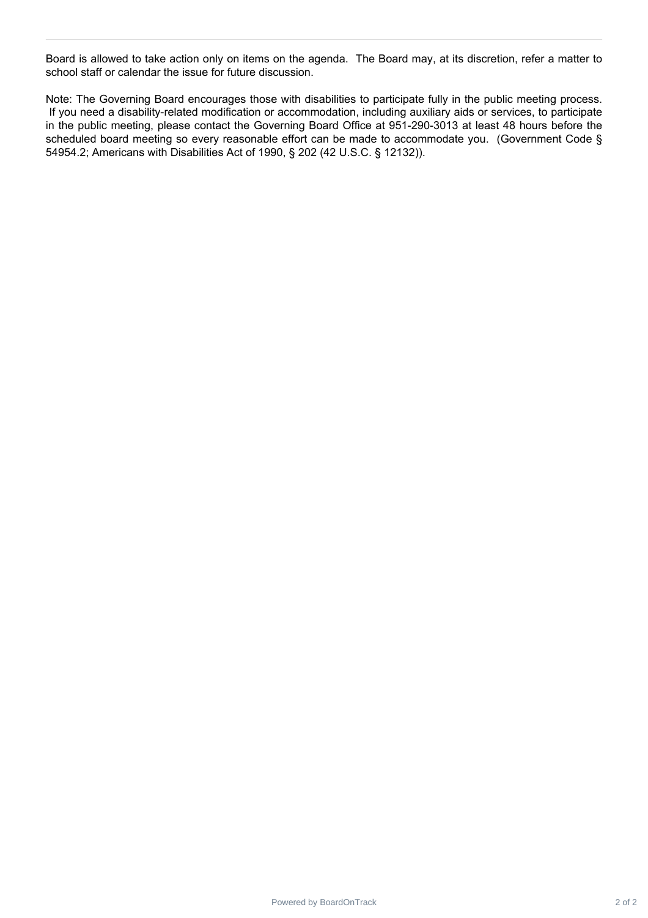Board is allowed to take action only on items on the agenda. The Board may, at its discretion, refer a matter to school staff or calendar the issue for future discussion.

Note: The Governing Board encourages those with disabilities to participate fully in the public meeting process. If you need a disability-related modification or accommodation, including auxiliary aids or services, to participate in the public meeting, please contact the Governing Board Office at 951-290-3013 at least 48 hours before the scheduled board meeting so every reasonable effort can be made to accommodate you. (Government Code § 54954.2; Americans with Disabilities Act of 1990, § 202 (42 U.S.C. § 12132)).